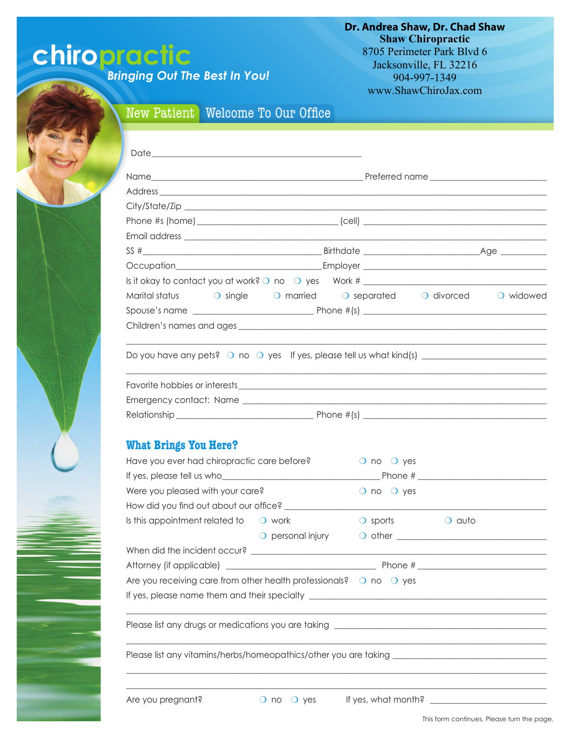# chiropractic

*Bringing Out The Best In You!*

**Dr. Andrea Shaw, Dr. Chad Shaw**
**Shaw Chiropractic**
8705 Perimeter Park Blvd 6
Jacksonville, FL 32216
904-997-1349
www.ShawChiroJax.com

## New Patient Welcome To Our Office

Date ________________________________________

Name ________________________________________ Preferred name ________________________

Address ________________________________________________________________________

City/State/Zip ___________________________________________________________________

Phone #s (home) ____________________________ (cell) ___________________________________

Email address ___________________________________________________________________

SS # ________________________________________ Birthdate ________________________ Age __________

Occupation ________________________________ Employer _________________________________

Is it okay to contact you at work? ❍ no ❍ yes Work # ________________________________

Marital status ❍ single ❍ married ❍ separated ❍ divorced ❍ widowed

Spouse's name ________________________ Phone #(s) ___________________________________

Children's names and ages _________________________________________________________

________________________________________________________________________________

Do you have any pets? ❍ no ❍ yes If yes, please tell us what kind(s) ______________________

________________________________________________________________________________

Favorite hobbies or interests ______________________________________________________

Emergency contact: Name _________________________________________________________

Relationship ____________________________ Phone #(s) ______________________________

## What Brings You Here?

Have you ever had chiropractic care before? ❍ no ❍ yes

If yes, please tell us who ________________________________ Phone # __________________________

Were you pleased with your care? ❍ no ❍ yes

How did you find out about our office? _____________________________________________

Is this appointment related to ❍ work ❍ sports ❍ auto ❍ personal injury ❍ other ________________________

When did the incident occur? ______________________________________________________

Attorney (if applicable) ______________________________ Phone # __________________________

Are you receiving care from other health professionals? ❍ no ❍ yes

If yes, please name them and their specialty ________________________________________

________________________________________________________________________________

Please list any drugs or medications you are taking ___________________________________

________________________________________________________________________________

Please list any vitamins/herbs/homeopathics/other you are taking ________________________

________________________________________________________________________________

________________________________________________________________________________

Are you pregnant? ❍ no ❍ yes If yes, what month? ________________________

This form continues. Please turn the page.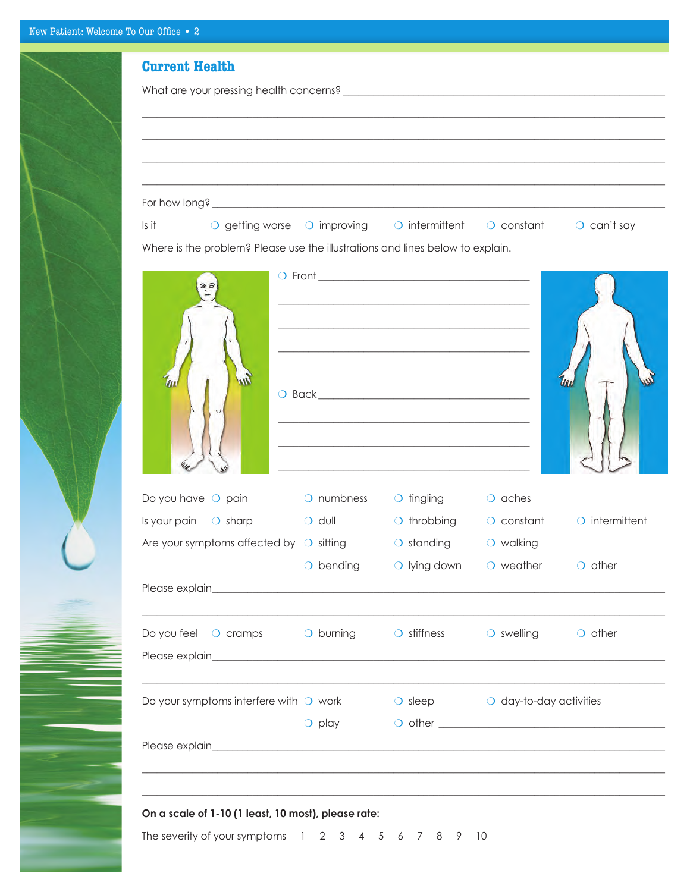## Current Health

What are your pressing health concerns? ____________________________________________

______________________________________________________________________

______________________________________________________________________

______________________________________________________________________

______________________________________________________________________

For how long? ____________________________________________________________

Is it ❍ getting worse ❍ improving ❍ intermittent ❍ constant ❍ can't say

Where is the problem? Please use the illustrations and lines below to explain.

❍ Front ______________________________________

______________________________________

______________________________________

______________________________________

❍ Back ______________________________________

______________________________________

______________________________________

______________________________________

Do you have ❍ pain ❍ numbness ❍ tingling ❍ aches

Is your pain ❍ sharp ❍ dull ❍ throbbing ❍ constant ❍ intermittent

Are your symptoms affected by ❍ sitting ❍ standing ❍ walking

❍ bending ❍ lying down ❍ weather ❍ other

Please explain______________________________________________________________

______________________________________________________________________

Do you feel ❍ cramps ❍ burning ❍ stiffness ❍ swelling ❍ other

Please explain______________________________________________________________

______________________________________________________________________

Do your symptoms interfere with ❍ work ❍ sleep ❍ day-to-day activities

❍ play ❍ other ______________________________

Please explain______________________________________________________________

______________________________________________________________________

______________________________________________________________________

**On a scale of 1-10 (1 least, 10 most), please rate:**

The severity of your symptoms 1 2 3 4 5 6 7 8 9 10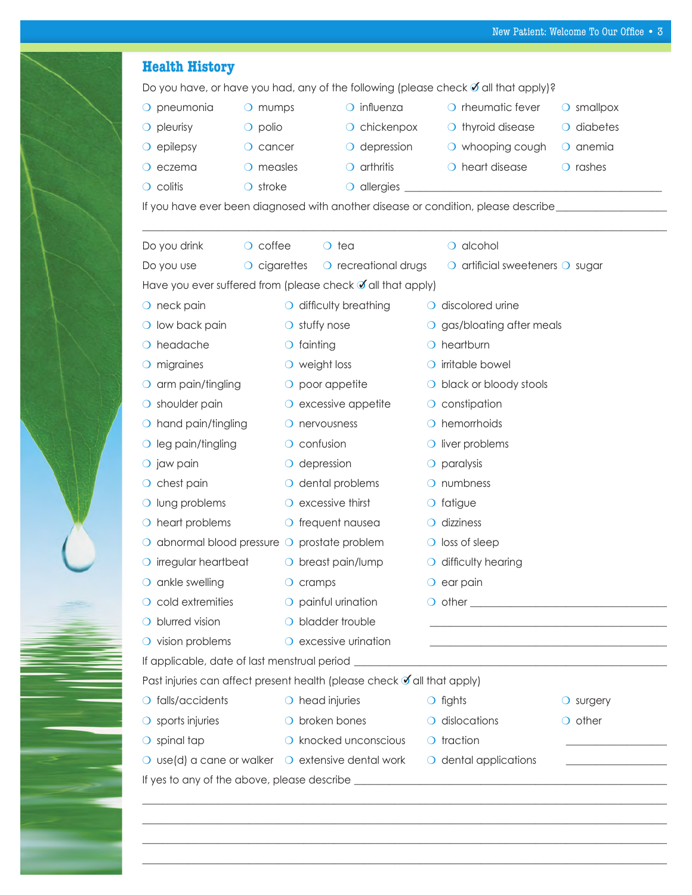## Health History

Do you have, or have you had, any of the following (please check ✓ all that apply)?

- ❍ pneumonia
- ❍ mumps
- ❍ influenza
- ❍ rheumatic fever
- ❍ smallpox
- ❍ pleurisy
- ❍ polio
- ❍ chickenpox
- ❍ thyroid disease
- ❍ diabetes
- ❍ epilepsy
- ❍ cancer
- ❍ depression
- ❍ whooping cough
- ❍ anemia
- ❍ eczema
- ❍ measles
- ❍ arthritis
- ❍ heart disease
- ❍ rashes
- ❍ colitis
- ❍ stroke
- ❍ allergies ______________________________________________

If you have ever been diagnosed with another disease or condition, please describe____________________

________________________________________________________________________________

Do you drink ❍ coffee ❍ tea ❍ alcohol

Do you use ❍ cigarettes ❍ recreational drugs ❍ artificial sweeteners ❍ sugar

Have you ever suffered from (please check ✓ all that apply)

- ❍ neck pain
- ❍ low back pain
- ❍ headache
- ❍ migraines
- ❍ arm pain/tingling
- ❍ shoulder pain
- ❍ hand pain/tingling
- ❍ leg pain/tingling
- ❍ jaw pain
- ❍ chest pain
- ❍ lung problems
- ❍ heart problems
- ❍ abnormal blood pressure
- ❍ irregular heartbeat
- ❍ ankle swelling
- ❍ cold extremities
- ❍ blurred vision
- ❍ vision problems
- ❍ difficulty breathing
- ❍ stuffy nose
- ❍ fainting
- ❍ weight loss
- ❍ poor appetite
- ❍ excessive appetite
- ❍ nervousness
- ❍ confusion
- ❍ depression
- ❍ dental problems
- ❍ excessive thirst
- ❍ frequent nausea
- ❍ prostate problem
- ❍ breast pain/lump
- ❍ cramps
- ❍ painful urination
- ❍ bladder trouble
- ❍ excessive urination
- ❍ discolored urine
- ❍ gas/bloating after meals
- ❍ heartburn
- ❍ irritable bowel
- ❍ black or bloody stools
- ❍ constipation
- ❍ hemorrhoids
- ❍ liver problems
- ❍ paralysis
- ❍ numbness
- ❍ fatigue
- ❍ dizziness
- ❍ loss of sleep
- ❍ difficulty hearing
- ❍ ear pain
- ❍ other ______________________________________

______________________________________

______________________________________

If applicable, date of last menstrual period ____________________________________________________

Past injuries can affect present health (please check ✓ all that apply)

- ❍ falls/accidents
- ❍ head injuries
- ❍ fights
- ❍ surgery
- ❍ sports injuries
- ❍ broken bones
- ❍ dislocations
- ❍ other ________________
- ❍ spinal tap
- ❍ knocked unconscious
- ❍ traction
- ❍ use(d) a cane or walker
- ❍ extensive dental work
- ❍ dental applications

________________

If yes to any of the above, please describe ____________________________________________________

________________________________________________________________________________

________________________________________________________________________________

________________________________________________________________________________

________________________________________________________________________________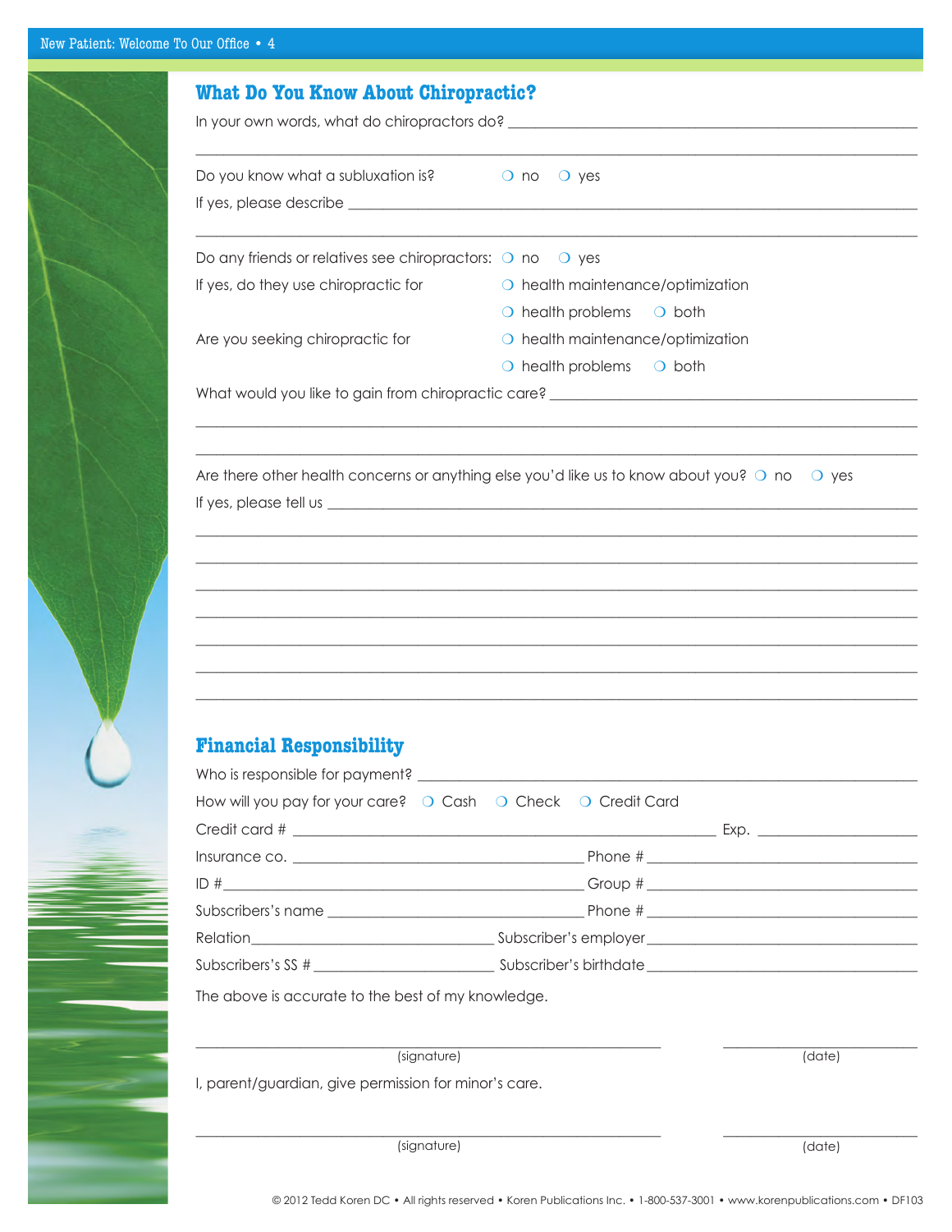## What Do You Know About Chiropractic?

In your own words, what do chiropractors do? ___________________________________________

_______________________________________________________________________________

Do you know what a subluxation is? ❍ no ❍ yes

If yes, please describe _________________________________________________________

_______________________________________________________________________________

Do any friends or relatives see chiropractors: ❍ no ❍ yes

If yes, do they use chiropractic for ❍ health maintenance/optimization ❍ health problems ❍ both

Are you seeking chiropractic for ❍ health maintenance/optimization ❍ health problems ❍ both

What would you like to gain from chiropractic care? _______________________________

_______________________________________________________________________________

_______________________________________________________________________________

Are there other health concerns or anything else you'd like us to know about you? ❍ no ❍ yes

If yes, please tell us ___________________________________________________________

_______________________________________________________________________________

_______________________________________________________________________________

_______________________________________________________________________________

_______________________________________________________________________________

_______________________________________________________________________________

_______________________________________________________________________________

_______________________________________________________________________________

## Financial Responsibility

Who is responsible for payment? _________________________________________________

How will you pay for your care? ❍ Cash ❍ Check ❍ Credit Card

Credit card # _______________________________________ Exp. _______________

Insurance co. ___________________________ Phone # ___________________________

ID # ___________________________________ Group # ___________________________

Subscribers's name ______________________ Phone # ___________________________

Relation _______________________________ Subscriber's employer _____________________

Subscribers's SS # _______________________ Subscriber's birthdate _____________________

The above is accurate to the best of my knowledge.

_______________________________________ (signature) _______________ (date)

I, parent/guardian, give permission for minor's care.

_______________________________________ (signature) _______________ (date)

© 2012 Tedd Koren DC • All rights reserved • Koren Publications Inc. • 1-800-537-3001 • www.korenpublications.com • DF103